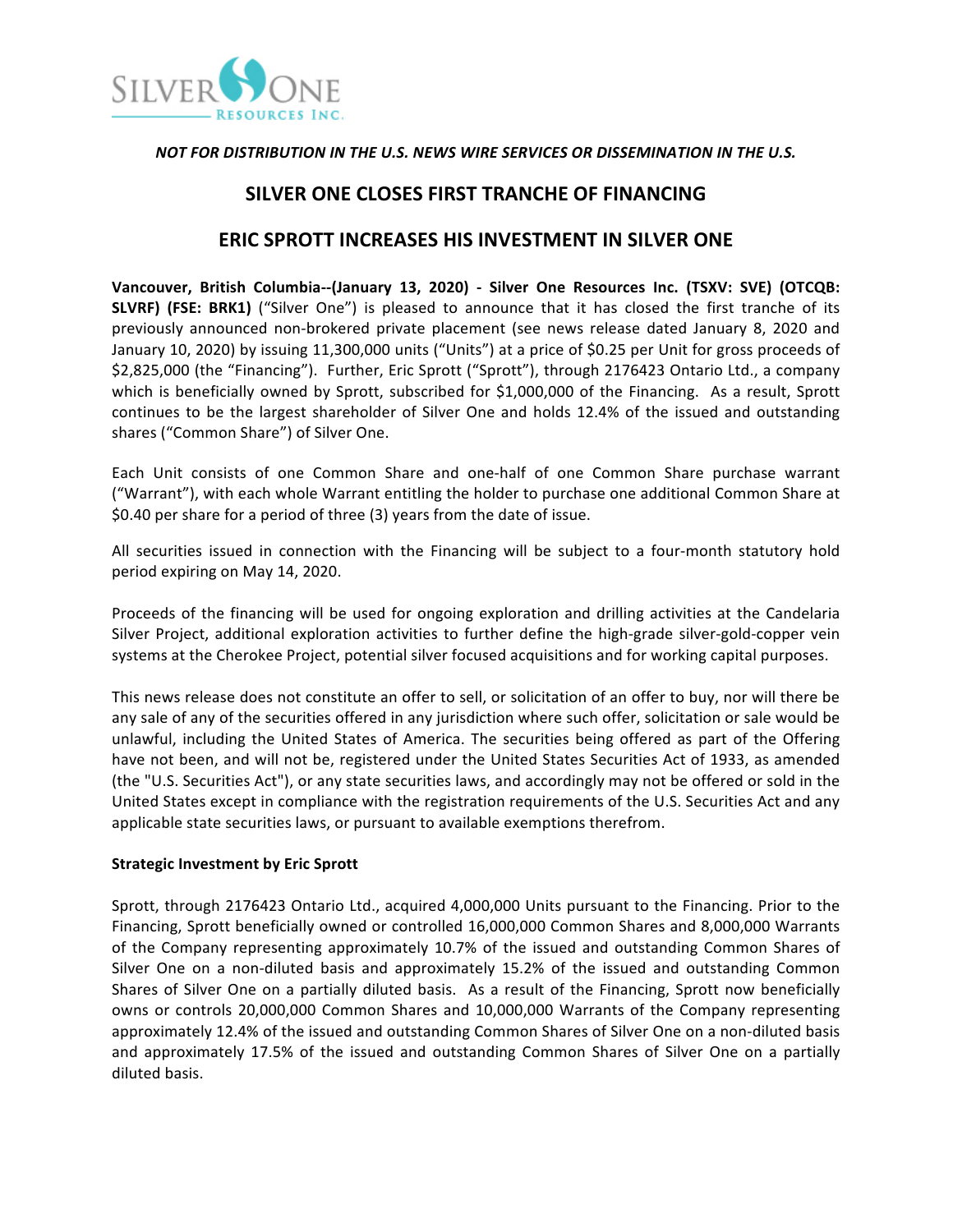*NOT FOR DISTRIBUTION IN THE U.S. NEWS WIRE SERVICES OR DISSEMINATION IN THE U.S.*

# SILVER ONE CLOSES FIRST TRANCHE OF FINANCING

# ERIC SPROTT INCREASES HIS INVESTMENT IN SILVER ONE

**Vancouver, British Columbia--(January 13, 2020) - Silver One Resources Inc. (TSXV: SVE) (OTCQB: SLVRF) (FSE: BRK1)** ("Silver One") is pleased to announce that it has closed the first tranche of its previously announced non-brokered private placement (see news release dated January 8, 2020 and January 10, 2020) by issuing 11,300,000 units ("Units") at a price of $0.25 per Unit for gross proceeds of $2,825,000 (the "Financing"). Further, Eric Sprott ("Sprott"), through 2176423 Ontario Ltd., a company which is beneficially owned by Sprott, subscribed for $1,000,000 of the Financing. As a result, Sprott continues to be the largest shareholder of Silver One and holds 12.4% of the issued and outstanding shares ("Common Share") of Silver One.

Each Unit consists of one Common Share and one-half of one Common Share purchase warrant ("Warrant"), with each whole Warrant entitling the holder to purchase one additional Common Share at $0.40 per share for a period of three (3) years from the date of issue.

All securities issued in connection with the Financing will be subject to a four-month statutory hold period expiring on May 14, 2020.

Proceeds of the financing will be used for ongoing exploration and drilling activities at the Candelaria Silver Project, additional exploration activities to further define the high-grade silver-gold-copper vein systems at the Cherokee Project, potential silver focused acquisitions and for working capital purposes.

This news release does not constitute an offer to sell, or solicitation of an offer to buy, nor will there be any sale of any of the securities offered in any jurisdiction where such offer, solicitation or sale would be unlawful, including the United States of America. The securities being offered as part of the Offering have not been, and will not be, registered under the United States Securities Act of 1933, as amended (the "U.S. Securities Act"), or any state securities laws, and accordingly may not be offered or sold in the United States except in compliance with the registration requirements of the U.S. Securities Act and any applicable state securities laws, or pursuant to available exemptions therefrom.

**Strategic Investment by Eric Sprott**

Sprott, through 2176423 Ontario Ltd., acquired 4,000,000 Units pursuant to the Financing. Prior to the Financing, Sprott beneficially owned or controlled 16,000,000 Common Shares and 8,000,000 Warrants of the Company representing approximately 10.7% of the issued and outstanding Common Shares of Silver One on a non-diluted basis and approximately 15.2% of the issued and outstanding Common Shares of Silver One on a partially diluted basis. As a result of the Financing, Sprott now beneficially owns or controls 20,000,000 Common Shares and 10,000,000 Warrants of the Company representing approximately 12.4% of the issued and outstanding Common Shares of Silver One on a non-diluted basis and approximately 17.5% of the issued and outstanding Common Shares of Silver One on a partially diluted basis.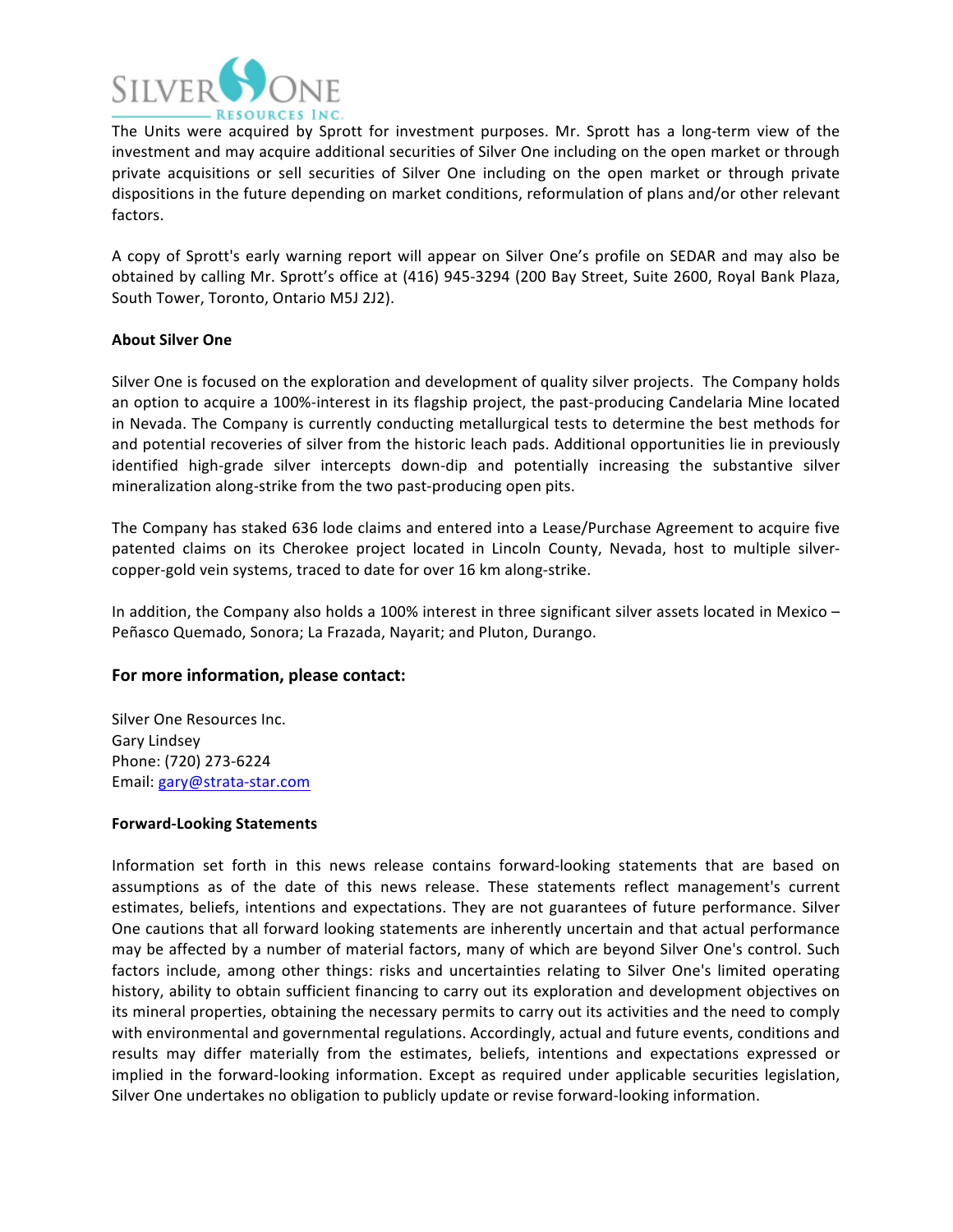The Units were acquired by Sprott for investment purposes. Mr. Sprott has a long-term view of the investment and may acquire additional securities of Silver One including on the open market or through private acquisitions or sell securities of Silver One including on the open market or through private dispositions in the future depending on market conditions, reformulation of plans and/or other relevant factors.

A copy of Sprott's early warning report will appear on Silver One's profile on SEDAR and may also be obtained by calling Mr. Sprott's office at (416) 945-3294 (200 Bay Street, Suite 2600, Royal Bank Plaza, South Tower, Toronto, Ontario M5J 2J2).

**About Silver One**

Silver One is focused on the exploration and development of quality silver projects. The Company holds an option to acquire a 100%-interest in its flagship project, the past-producing Candelaria Mine located in Nevada. The Company is currently conducting metallurgical tests to determine the best methods for and potential recoveries of silver from the historic leach pads. Additional opportunities lie in previously identified high-grade silver intercepts down-dip and potentially increasing the substantive silver mineralization along-strike from the two past-producing open pits.

The Company has staked 636 lode claims and entered into a Lease/Purchase Agreement to acquire five patented claims on its Cherokee project located in Lincoln County, Nevada, host to multiple silver-copper-gold vein systems, traced to date for over 16 km along-strike.

In addition, the Company also holds a 100% interest in three significant silver assets located in Mexico – Peñasco Quemado, Sonora; La Frazada, Nayarit; and Pluton, Durango.

## For more information, please contact:

Silver One Resources Inc.
Gary Lindsey
Phone: (720) 273-6224
Email: gary@strata-star.com

**Forward-Looking Statements**

Information set forth in this news release contains forward-looking statements that are based on assumptions as of the date of this news release. These statements reflect management's current estimates, beliefs, intentions and expectations. They are not guarantees of future performance. Silver One cautions that all forward looking statements are inherently uncertain and that actual performance may be affected by a number of material factors, many of which are beyond Silver One's control. Such factors include, among other things: risks and uncertainties relating to Silver One's limited operating history, ability to obtain sufficient financing to carry out its exploration and development objectives on its mineral properties, obtaining the necessary permits to carry out its activities and the need to comply with environmental and governmental regulations. Accordingly, actual and future events, conditions and results may differ materially from the estimates, beliefs, intentions and expectations expressed or implied in the forward-looking information. Except as required under applicable securities legislation, Silver One undertakes no obligation to publicly update or revise forward-looking information.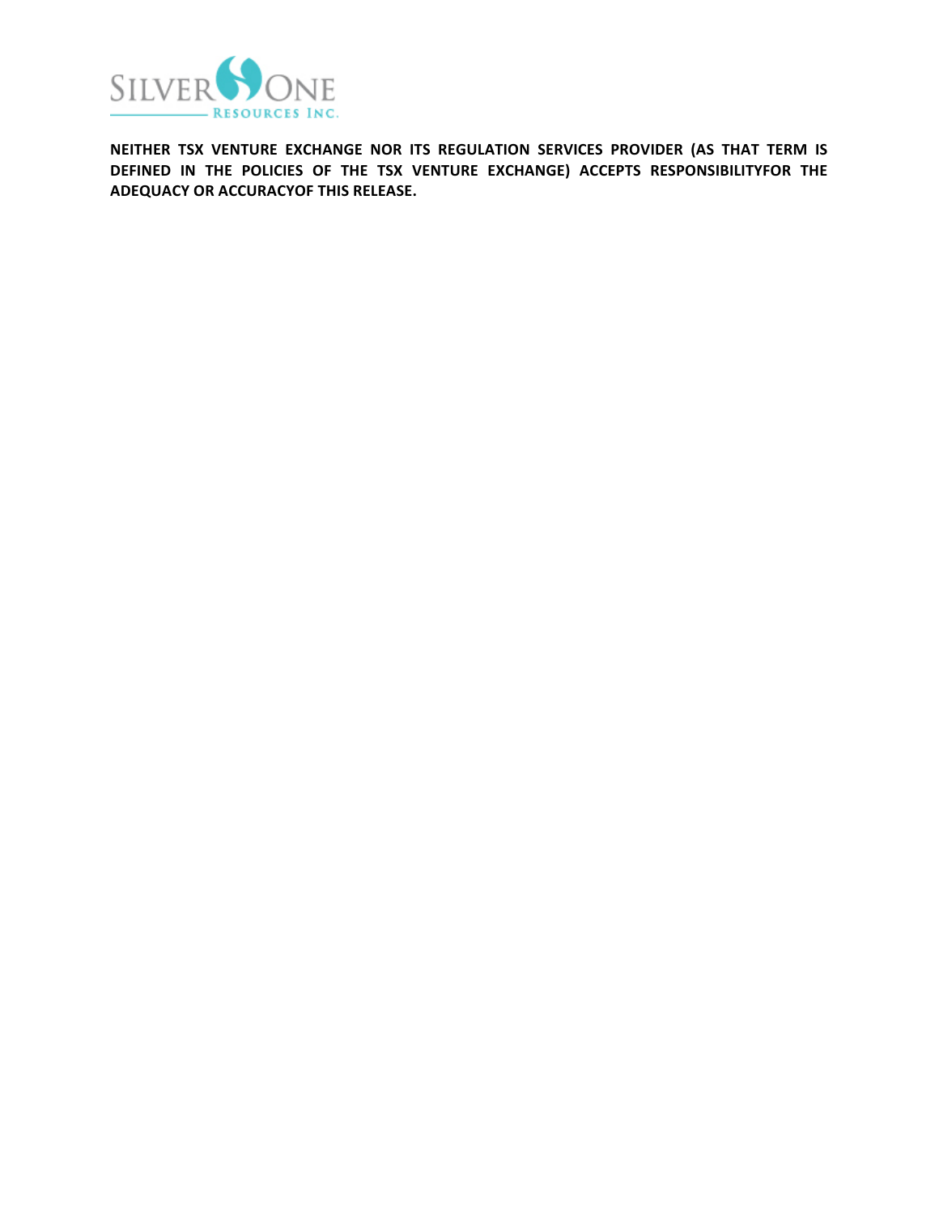**NEITHER TSX VENTURE EXCHANGE NOR ITS REGULATION SERVICES PROVIDER (AS THAT TERM IS DEFINED IN THE POLICIES OF THE TSX VENTURE EXCHANGE) ACCEPTS RESPONSIBILITYFOR THE ADEQUACY OR ACCURACYOF THIS RELEASE.**